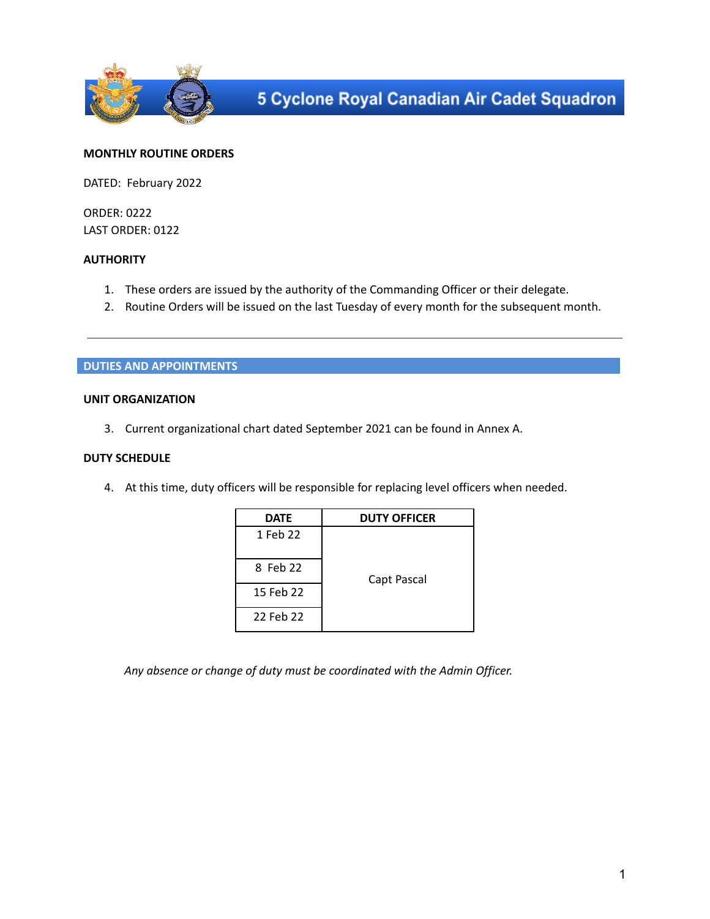# 5 Cyclone Royal Canadian Air Cadet Squadron

**MONTHLY ROUTINE ORDERS**

DATED: February 2022

ORDER: 0222
LAST ORDER: 0122

**AUTHORITY**

1. These orders are issued by the authority of the Commanding Officer or their delegate.
2. Routine Orders will be issued on the last Tuesday of every month for the subsequent month.

---

## DUTIES AND APPOINTMENTS

**UNIT ORGANIZATION**

3. Current organizational chart dated September 2021 can be found in Annex A.

**DUTY SCHEDULE**

4. At this time, duty officers will be responsible for replacing level officers when needed.

| DATE | DUTY OFFICER |
|---|---|
| 1 Feb 22 | Capt Pascal |
| 8 Feb 22 | |
| 15 Feb 22 | |
| 22 Feb 22 | |

*Any absence or change of duty must be coordinated with the Admin Officer.*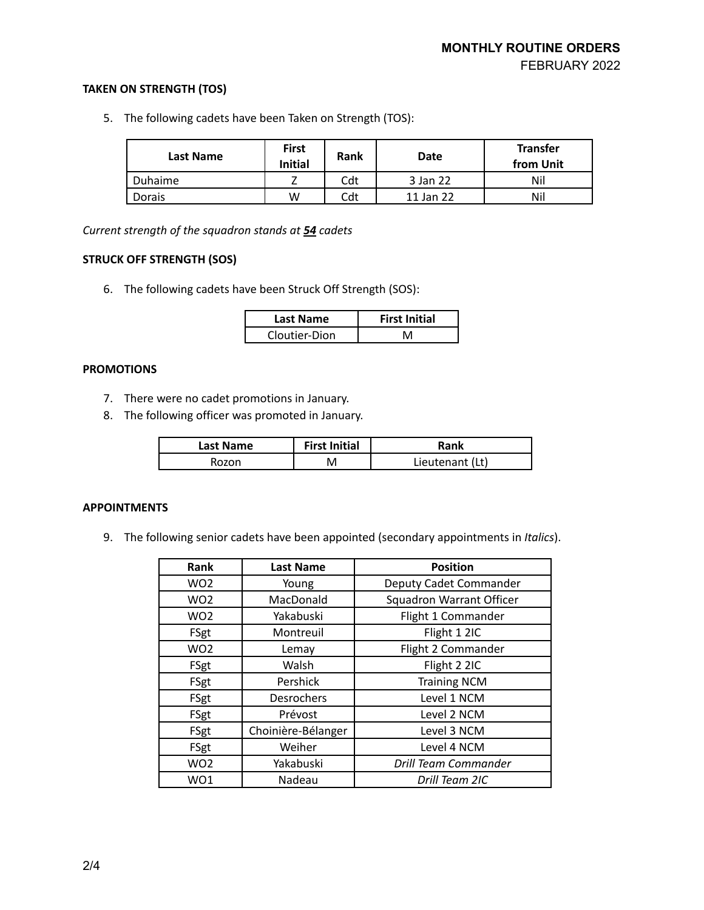**TAKEN ON STRENGTH (TOS)**

5. The following cadets have been Taken on Strength (TOS):

| Last Name | First Initial | Rank | Date | Transfer from Unit |
|---|---|---|---|---|
| Duhaime | Z | Cdt | 3 Jan 22 | Nil |
| Dorais | W | Cdt | 11 Jan 22 | Nil |

*Current strength of the squadron stands at **54** cadets*

**STRUCK OFF STRENGTH (SOS)**

6. The following cadets have been Struck Off Strength (SOS):

| Last Name | First Initial |
|---|---|
| Cloutier-Dion | M |

**PROMOTIONS**

7. There were no cadet promotions in January.
8. The following officer was promoted in January.

| Last Name | First Initial | Rank |
|---|---|---|
| Rozon | M | Lieutenant (Lt) |

**APPOINTMENTS**

9. The following senior cadets have been appointed (secondary appointments in *Italics*).

| Rank | Last Name | Position |
|---|---|---|
| WO2 | Young | Deputy Cadet Commander |
| WO2 | MacDonald | Squadron Warrant Officer |
| WO2 | Yakabuski | Flight 1 Commander |
| FSgt | Montreuil | Flight 1 2IC |
| WO2 | Lemay | Flight 2 Commander |
| FSgt | Walsh | Flight 2 2IC |
| FSgt | Pershick | Training NCM |
| FSgt | Desrochers | Level 1 NCM |
| FSgt | Prévost | Level 2 NCM |
| FSgt | Choinière-Bélanger | Level 3 NCM |
| FSgt | Weiher | Level 4 NCM |
| WO2 | Yakabuski | *Drill Team Commander* |
| WO1 | Nadeau | *Drill Team 2IC* |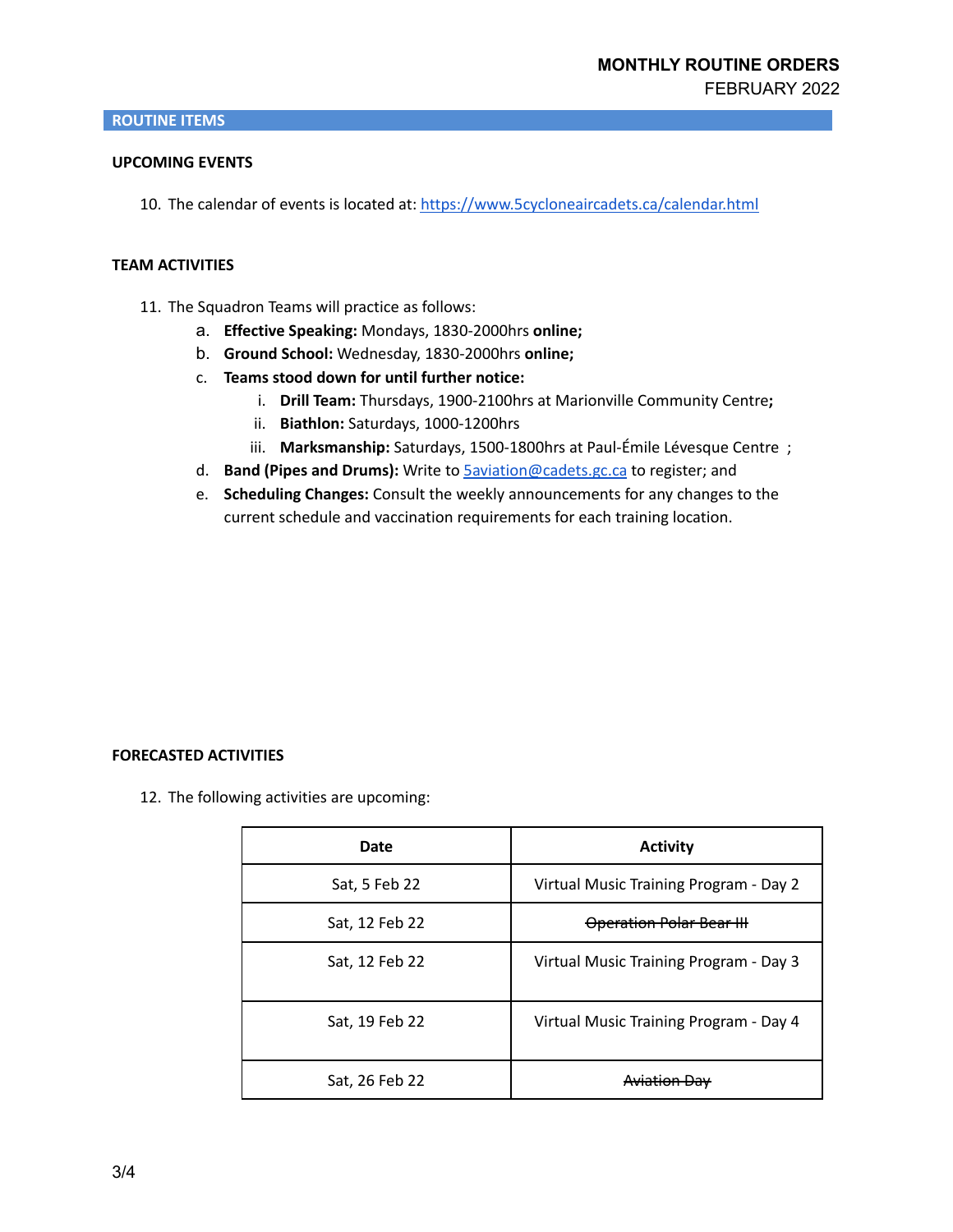## ROUTINE ITEMS

### UPCOMING EVENTS

10. The calendar of events is located at: [https://www.5cycloneaircadets.ca/calendar.html](https://www.5cycloneaircadets.ca/calendar.html)

### TEAM ACTIVITIES

11. The Squadron Teams will practice as follows:
    a. **Effective Speaking:** Mondays, 1830-2000hrs **online;**
    b. **Ground School:** Wednesday, 1830-2000hrs **online;**
    c. **Teams stood down for until further notice:**
        i. **Drill Team:** Thursdays, 1900-2100hrs at Marionville Community Centre**;**
        ii. **Biathlon:** Saturdays, 1000-1200hrs
        iii. **Marksmanship:** Saturdays, 1500-1800hrs at Paul-Émile Lévesque Centre ;
    d. **Band (Pipes and Drums):** Write to [5aviation@cadets.gc.ca](mailto:5aviation@cadets.gc.ca) to register; and
    e. **Scheduling Changes:** Consult the weekly announcements for any changes to the current schedule and vaccination requirements for each training location.

### FORECASTED ACTIVITIES

12. The following activities are upcoming:

| Date | Activity |
|---|---|
| Sat, 5 Feb 22 | Virtual Music Training Program - Day 2 |
| Sat, 12 Feb 22 | ~~Operation Polar Bear III~~ |
| Sat, 12 Feb 22 | Virtual Music Training Program - Day 3 |
| Sat, 19 Feb 22 | Virtual Music Training Program - Day 4 |
| Sat, 26 Feb 22 | ~~Aviation Day~~ |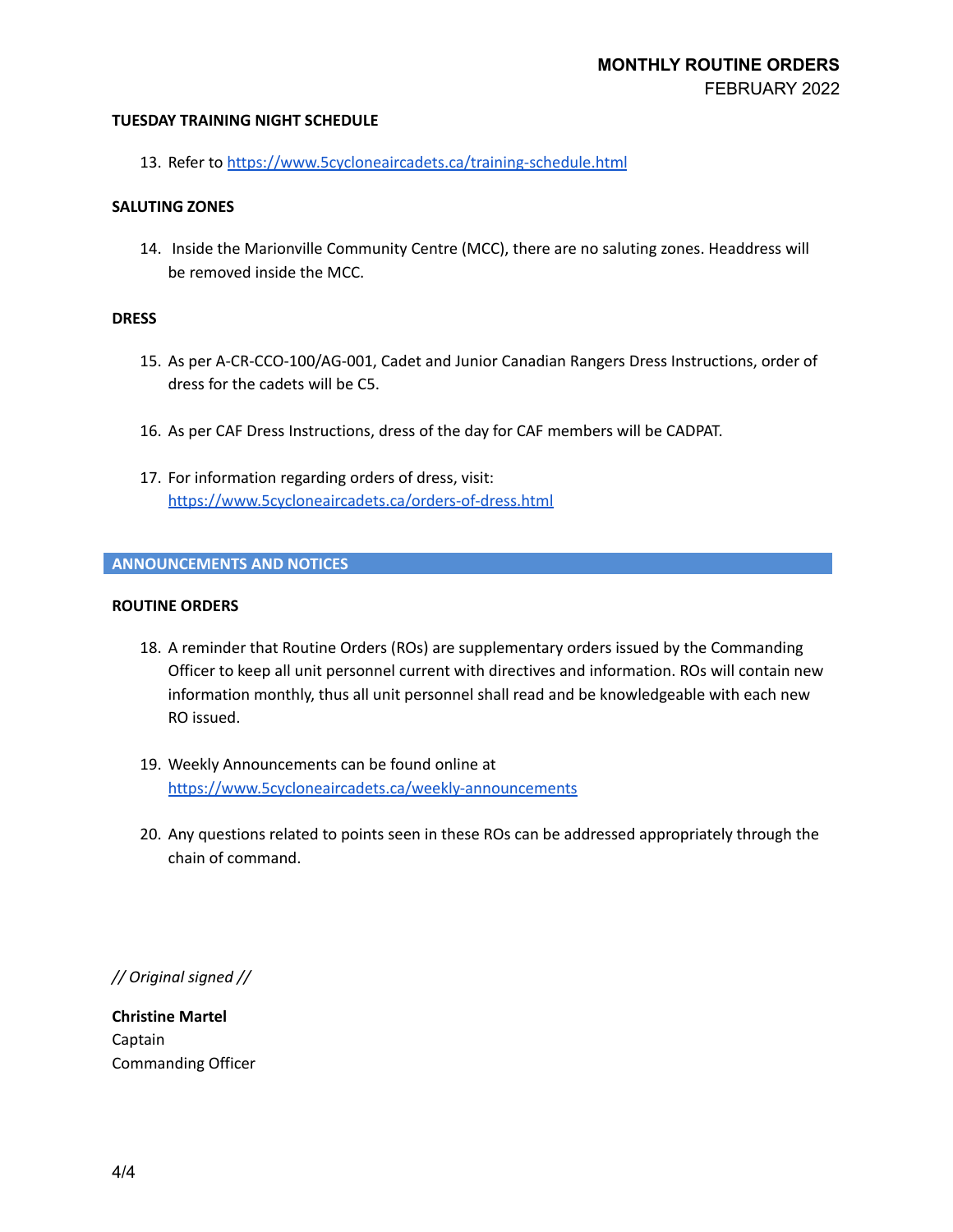**TUESDAY TRAINING NIGHT SCHEDULE**

13. Refer to [https://www.5cycloneaircadets.ca/training-schedule.html](https://www.5cycloneaircadets.ca/training-schedule.html)

**SALUTING ZONES**

14. Inside the Marionville Community Centre (MCC), there are no saluting zones. Headdress will be removed inside the MCC.

**DRESS**

15. As per A-CR-CCO-100/AG-001, Cadet and Junior Canadian Rangers Dress Instructions, order of dress for the cadets will be C5.

16. As per CAF Dress Instructions, dress of the day for CAF members will be CADPAT.

17. For information regarding orders of dress, visit: [https://www.5cycloneaircadets.ca/orders-of-dress.html](https://www.5cycloneaircadets.ca/orders-of-dress.html)

## ANNOUNCEMENTS AND NOTICES

**ROUTINE ORDERS**

18. A reminder that Routine Orders (ROs) are supplementary orders issued by the Commanding Officer to keep all unit personnel current with directives and information. ROs will contain new information monthly, thus all unit personnel shall read and be knowledgeable with each new RO issued.

19. Weekly Announcements can be found online at [https://www.5cycloneaircadets.ca/weekly-announcements](https://www.5cycloneaircadets.ca/weekly-announcements)

20. Any questions related to points seen in these ROs can be addressed appropriately through the chain of command.

*// Original signed //*

**Christine Martel**
Captain
Commanding Officer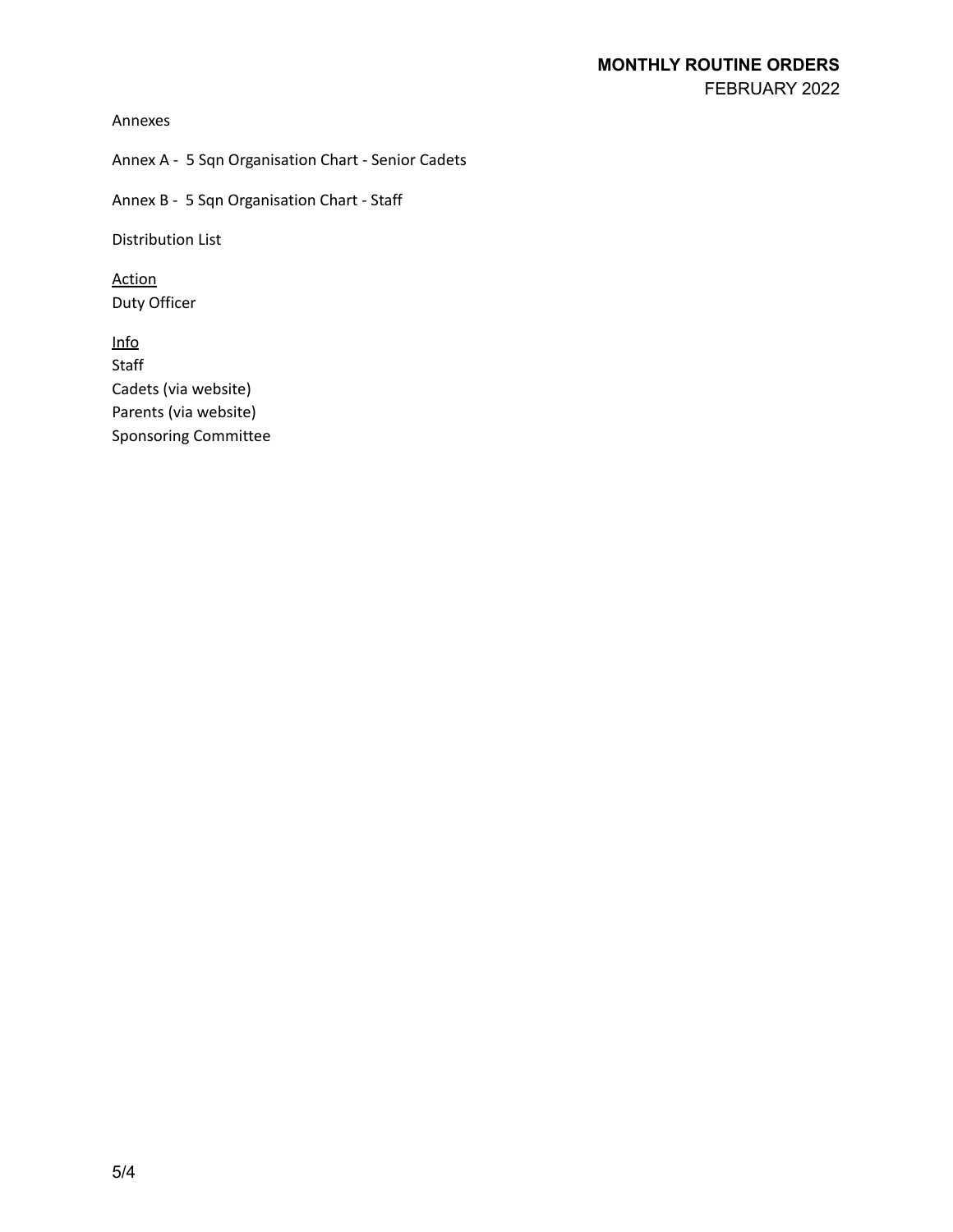Annexes

Annex A - 5 Sqn Organisation Chart - Senior Cadets

Annex B - 5 Sqn Organisation Chart - Staff

Distribution List

<u>Action</u>
Duty Officer

<u>Info</u>
Staff
Cadets (via website)
Parents (via website)
Sponsoring Committee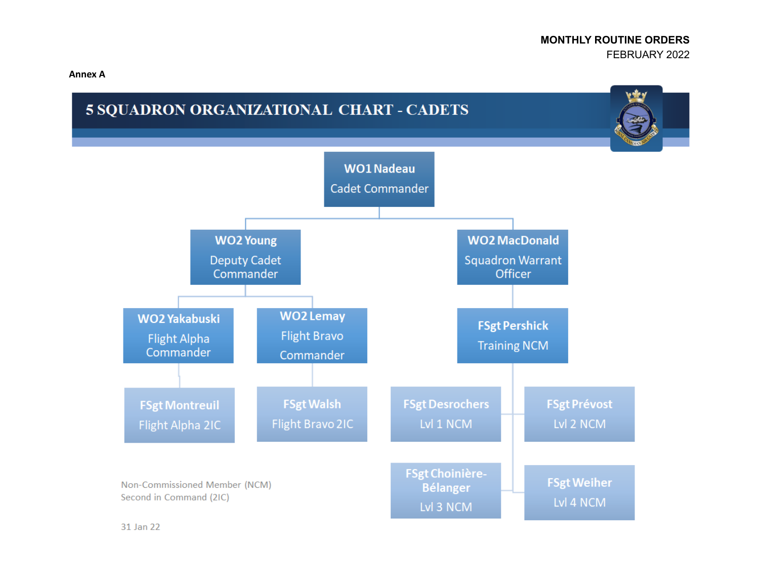**Annex A**

# 5 SQUADRON ORGANIZATIONAL CHART - CADETS

- **WO1 Nadeau** – Cadet Commander
  - **WO2 Young** – Deputy Cadet Commander
    - **WO2 Yakabuski** – Flight Alpha Commander
      - **FSgt Montreuil** – Flight Alpha 2IC
    - **WO2 Lemay** – Flight Bravo Commander
      - **FSgt Walsh** – Flight Bravo 2IC
  - **WO2 MacDonald** – Squadron Warrant Officer
    - **FSgt Pershick** – Training NCM
      - **FSgt Desrochers** – Lvl 1 NCM
      - **FSgt Prévost** – Lvl 2 NCM
      - **FSgt Choinière-Bélanger** – Lvl 3 NCM
      - **FSgt Weiher** – Lvl 4 NCM

Non-Commissioned Member (NCM)
Second in Command (2IC)

31 Jan 22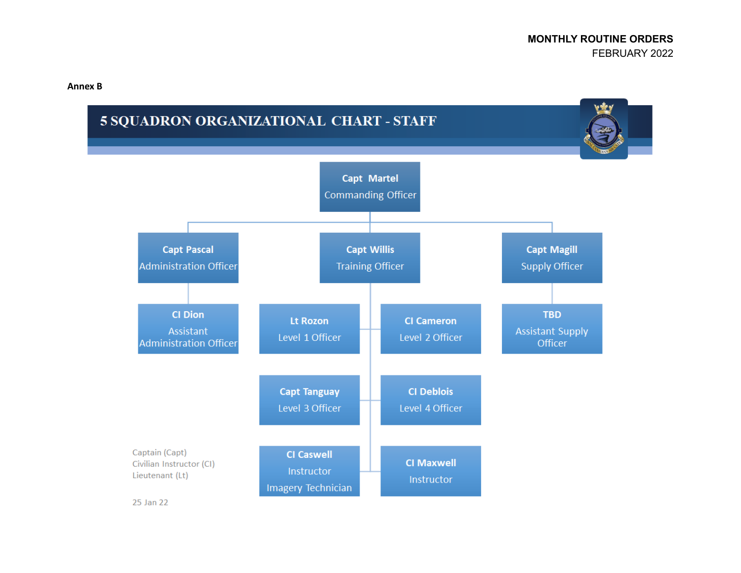**Annex B**

# 5 SQUADRON ORGANIZATIONAL CHART - STAFF

**Capt Martel**
Commanding Officer

**Capt Pascal**
Administration Officer

**Capt Willis**
Training Officer

**Capt Magill**
Supply Officer

**CI Dion**
Assistant Administration Officer

**Lt Rozon**
Level 1 Officer

**CI Cameron**
Level 2 Officer

**TBD**
Assistant Supply Officer

**Capt Tanguay**
Level 3 Officer

**CI Deblois**
Level 4 Officer

**CI Caswell**
Instructor
Imagery Technician

**CI Maxwell**
Instructor

Captain (Capt)
Civilian Instructor (CI)
Lieutenant (Lt)

25 Jan 22